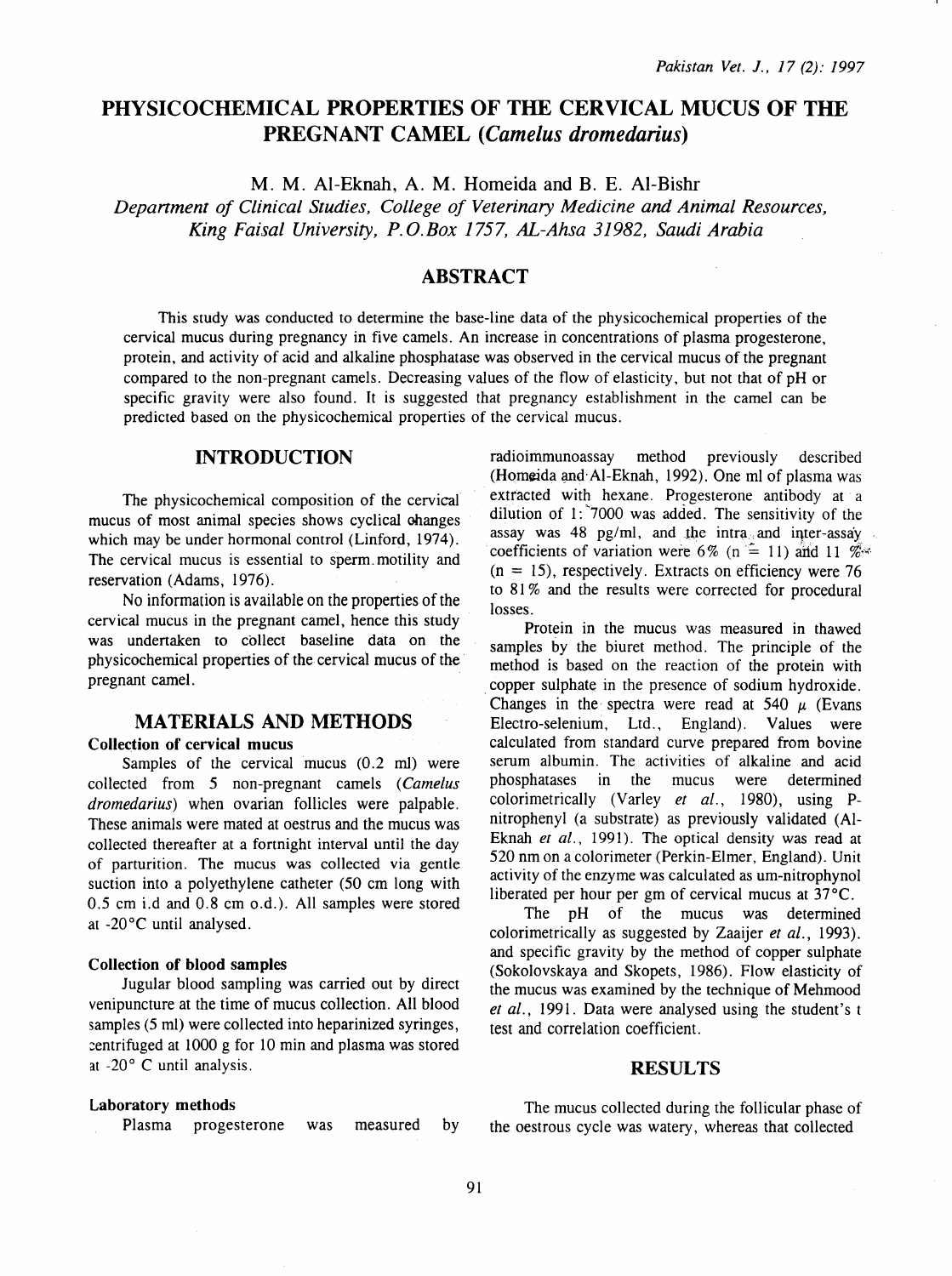# PHYSICOCHEMICAL PROPERTIES OF THE CERVICAL MUCUS OF THE PREGNANT CAMEL (*Camelus dromedarius*)

M. M. Al-Eknah, A. M. Homeida and B. E. Al-Bishr

*Department of Clinical Studies, College of Veterinary Medicine and Animal Resources, King Faisal University, P.O.Box 1757, AL-Ahsa 31982, Saudi Arabia*

## ABSTRACT

This study was conducted to determine the base-line data of the physicochemical properties of the cervical mucus during pregnancy in five camels. An increase in concentrations of plasma progesterone, protein, and activity of acid and alkaline phosphatase was observed in the cervical mucus of the pregnant compared to the non-pregnant camels. Decreasing values of the flow of elasticity, but not that of pH or specific gravity were also found. It is suggested that pregnancy establishment in the camel can be predicted based on the physicochemical properties of the cervical mucus.

## INTRODUCTION

The physicochemical composition of the cervical mucus of most animal species shows cyclical changes which may be under hormonal control (Linford, 1974). The cervical mucus is essential to sperm motility and reservation (Adams, 1976).

No information is available on the properties of the cervical mucus in the pregnant camel, hence this study was undertaken to collect baseline data on the physicochemical properties of the cervical mucus of the pregnant camel.

## MATERIALS AND METHODS

### Collection of cervical mucus

Samples of the cervical mucus (0.2 ml) were collected from 5 non-pregnant camels (*Camelus dromedarius*) when ovarian follicles were palpable. These animals were mated at oestrus and the mucus was collected thereafter at a fortnight interval until the day of parturition. The mucus was collected via gentle suction into a polyethylene catheter (50 cm long with 0.5 cm i.d and 0.8 cm o.d.). All samples were stored at -20°C until analysed.

### Collection of blood samples

Jugular blood sampling was carried out by direct venipuncture at the time of mucus collection. All blood samples (5 ml) were collected into heparinized syringes, centrifuged at 1000 g for 10 min and plasma was stored at -20° C until analysis.

### Laboratory methods

Plasma progesterone was measured by radioimmunoassay method previously described (Homeida and Al-Eknah, 1992). One ml of plasma was extracted with hexane. Progesterone antibody at a dilution of 1: 7000 was added. The sensitivity of the assay was 48 pg/ml, and the intra and inter-assay coefficients of variation were 6% (n = 11) and 11 % (n = 15), respectively. Extracts on efficiency were 76 to 81% and the results were corrected for procedural losses.

Protein in the mucus was measured in thawed samples by the biuret method. The principle of the method is based on the reaction of the protein with copper sulphate in the presence of sodium hydroxide. Changes in the spectra were read at 540 $\mu$ (Evans Electro-selenium, Ltd., England). Values were calculated from standard curve prepared from bovine serum albumin. The activities of alkaline and acid phosphatases in the mucus were determined colorimetrically (Varley *et al.*, 1980), using P-nitrophenyl (a substrate) as previously validated (Al-Eknah *et al.*, 1991). The optical density was read at 520 nm on a colorimeter (Perkin-Elmer, England). Unit activity of the enzyme was calculated as um-nitrophynol liberated per hour per gm of cervical mucus at 37°C.

The pH of the mucus was determined colorimetrically as suggested by Zaaijer *et al.*, 1993). and specific gravity by the method of copper sulphate (Sokolovskaya and Skopets, 1986). Flow elasticity of the mucus was examined by the technique of Mehmood *et al.*, 1991. Data were analysed using the student's t test and correlation coefficient.

## RESULTS

The mucus collected during the follicular phase of the oestrous cycle was watery, whereas that collected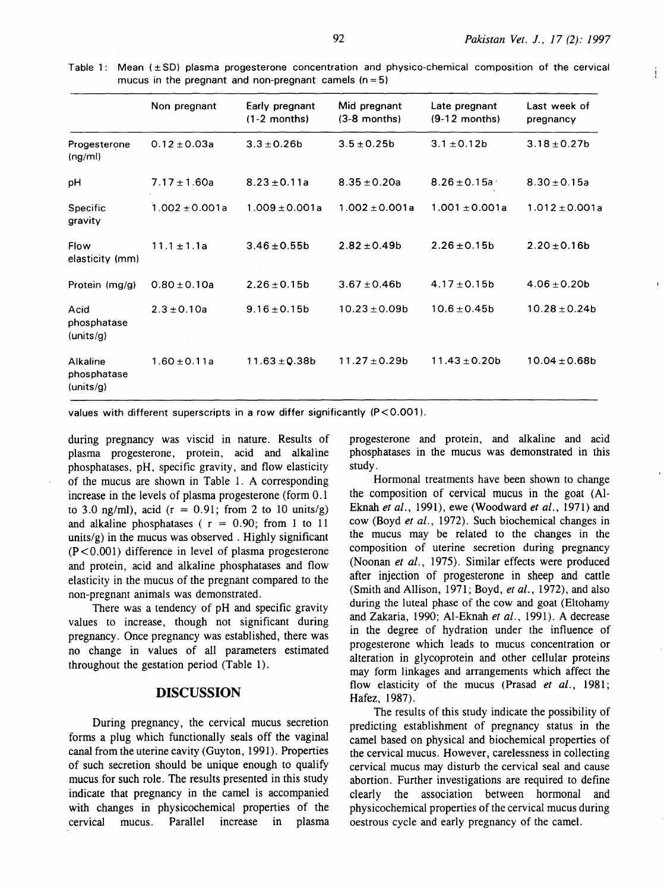Table 1: Mean (±SD) plasma progesterone concentration and physico-chemical composition of the cervical mucus in the pregnant and non-pregnant camels (n=5)

| | Non pregnant | Early pregnant (1-2 months) | Mid pregnant (3-8 months) | Late pregnant (9-12 months) | Last week of pregnancy |
|---|---|---|---|---|---|
| Progesterone (ng/ml) | 0.12±0.03a | 3.3±0.26b | 3.5±0.25b | 3.1±0.12b | 3.18±0.27b |
| pH | 7.17±1.60a | 8.23±0.11a | 8.35±0.20a | 8.26±0.15a | 8.30±0.15a |
| Specific gravity | 1.002±0.001a | 1.009±0.001a | 1.002±0.001a | 1.001±0.001a | 1.012±0.001a |
| Flow elasticity (mm) | 11.1±1.1a | 3.46±0.55b | 2.82±0.49b | 2.26±0.15b | 2.20±0.16b |
| Protein (mg/g) | 0.80±0.10a | 2.26±0.15b | 3.67±0.46b | 4.17±0.15b | 4.06±0.20b |
| Acid phosphatase (units/g) | 2.3±0.10a | 9.16±0.15b | 10.23±0.09b | 10.6±0.45b | 10.28±0.24b |
| Alkaline phosphatase (units/g) | 1.60±0.11a | 11.63±0.38b | 11.27±0.29b | 11.43±0.20b | 10.04±0.68b |

values with different superscripts in a row differ significantly ($P<0.001$).

during pregnancy was viscid in nature. Results of plasma progesterone, protein, acid and alkaline phosphatases, pH, specific gravity, and flow elasticity of the mucus are shown in Table 1. A corresponding increase in the levels of plasma progesterone (form 0.1 to 3.0 ng/ml), acid ($r = 0.91$; from 2 to 10 units/g) and alkaline phosphatases ($r = 0.90$; from 1 to 11 units/g) in the mucus was observed. Highly significant ($P<0.001$) difference in level of plasma progesterone and protein, acid and alkaline phosphatases and flow elasticity in the mucus of the pregnant compared to the non-pregnant animals was demonstrated.

There was a tendency of pH and specific gravity values to increase, though not significant during pregnancy. Once pregnancy was established, there was no change in values of all parameters estimated throughout the gestation period (Table 1).

## DISCUSSION

During pregnancy, the cervical mucus secretion forms a plug which functionally seals off the vaginal canal from the uterine cavity (Guyton, 1991). Properties of such secretion should be unique enough to qualify mucus for such role. The results presented in this study indicate that pregnancy in the camel is accompanied with changes in physicochemical properties of the cervical mucus. Parallel increase in plasma progesterone and protein, and alkaline and acid phosphatases in the mucus was demonstrated in this study.

Hormonal treatments have been shown to change the composition of cervical mucus in the goat (Al-Eknah *et al.*, 1991), ewe (Woodward *et al.*, 1971) and cow (Boyd *et al.*, 1972). Such biochemical changes in the mucus may be related to the changes in the composition of uterine secretion during pregnancy (Noonan *et al.*, 1975). Similar effects were produced after injection of progesterone in sheep and cattle (Smith and Allison, 1971; Boyd, *et al.*, 1972), and also during the luteal phase of the cow and goat (Eltohamy and Zakaria, 1990; Al-Eknah *et al.*, 1991). A decrease in the degree of hydration under the influence of progesterone which leads to mucus concentration or alteration in glycoprotein and other cellular proteins may form linkages and arrangements which affect the flow elasticity of the mucus (Prasad *et al.*, 1981; Hafez, 1987).

The results of this study indicate the possibility of predicting establishment of pregnancy status in the camel based on physical and biochemical properties of the cervical mucus. However, carelessness in collecting cervical mucus may disturb the cervical seal and cause abortion. Further investigations are required to define clearly the association between hormonal and physicochemical properties of the cervical mucus during oestrous cycle and early pregnancy of the camel.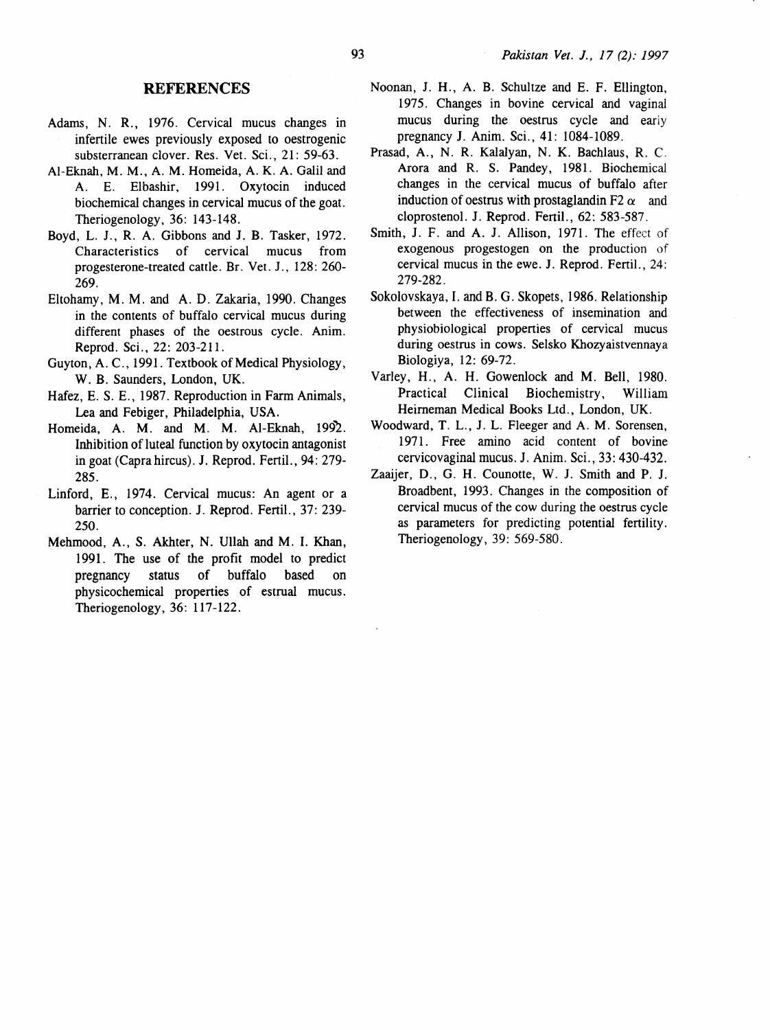## REFERENCES

Adams, N. R., 1976. Cervical mucus changes in infertile ewes previously exposed to oestrogenic substerranean clover. Res. Vet. Sci., 21: 59-63.

Al-Eknah, M. M., A. M. Homeida, A. K. A. Galil and A. E. Elbashir, 1991. Oxytocin induced biochemical changes in cervical mucus of the goat. Theriogenology, 36: 143-148.

Boyd, L. J., R. A. Gibbons and J. B. Tasker, 1972. Characteristics of cervical mucus from progesterone-treated cattle. Br. Vet. J., 128: 260-269.

Eltohamy, M. M. and A. D. Zakaria, 1990. Changes in the contents of buffalo cervical mucus during different phases of the oestrous cycle. Anim. Reprod. Sci., 22: 203-211.

Guyton, A. C., 1991. Textbook of Medical Physiology, W. B. Saunders, London, UK.

Hafez, E. S. E., 1987. Reproduction in Farm Animals, Lea and Febiger, Philadelphia, USA.

Homeida, A. M. and M. M. Al-Eknah, 1992. Inhibition of luteal function by oxytocin antagonist in goat (Capra hircus). J. Reprod. Fertil., 94: 279-285.

Linford, E., 1974. Cervical mucus: An agent or a barrier to conception. J. Reprod. Fertil., 37: 239-250.

Mehmood, A., S. Akhter, N. Ullah and M. I. Khan, 1991. The use of the profit model to predict pregnancy status of buffalo based on physicochemical properties of estrual mucus. Theriogenology, 36: 117-122.

Noonan, J. H., A. B. Schultze and E. F. Ellington, 1975. Changes in bovine cervical and vaginal mucus during the oestrus cycle and early pregnancy J. Anim. Sci., 41: 1084-1089.

Prasad, A., N. R. Kalalyan, N. K. Bachlaus, R. C. Arora and R. S. Pandey, 1981. Biochemical changes in the cervical mucus of buffalo after induction of oestrus with prostaglandin F2 $\alpha$ and cloprostenol. J. Reprod. Fertil., 62: 583-587.

Smith, J. F. and A. J. Allison, 1971. The effect of exogenous progestogen on the production of cervical mucus in the ewe. J. Reprod. Fertil., 24: 279-282.

Sokolovskaya, I. and B. G. Skopets, 1986. Relationship between the effectiveness of insemination and physiobiological properties of cervical mucus during oestrus in cows. Selsko Khozyaistvennaya Biologiya, 12: 69-72.

Varley, H., A. H. Gowenlock and M. Bell, 1980. Practical Clinical Biochemistry, William Heirneman Medical Books Ltd., London, UK.

Woodward, T. L., J. L. Fleeger and A. M. Sorensen, 1971. Free amino acid content of bovine cervicovaginal mucus. J. Anim. Sci., 33: 430-432.

Zaaijer, D., G. H. Counotte, W. J. Smith and P. J. Broadbent, 1993. Changes in the composition of cervical mucus of the cow during the oestrus cycle as parameters for predicting potential fertility. Theriogenology, 39: 569-580.